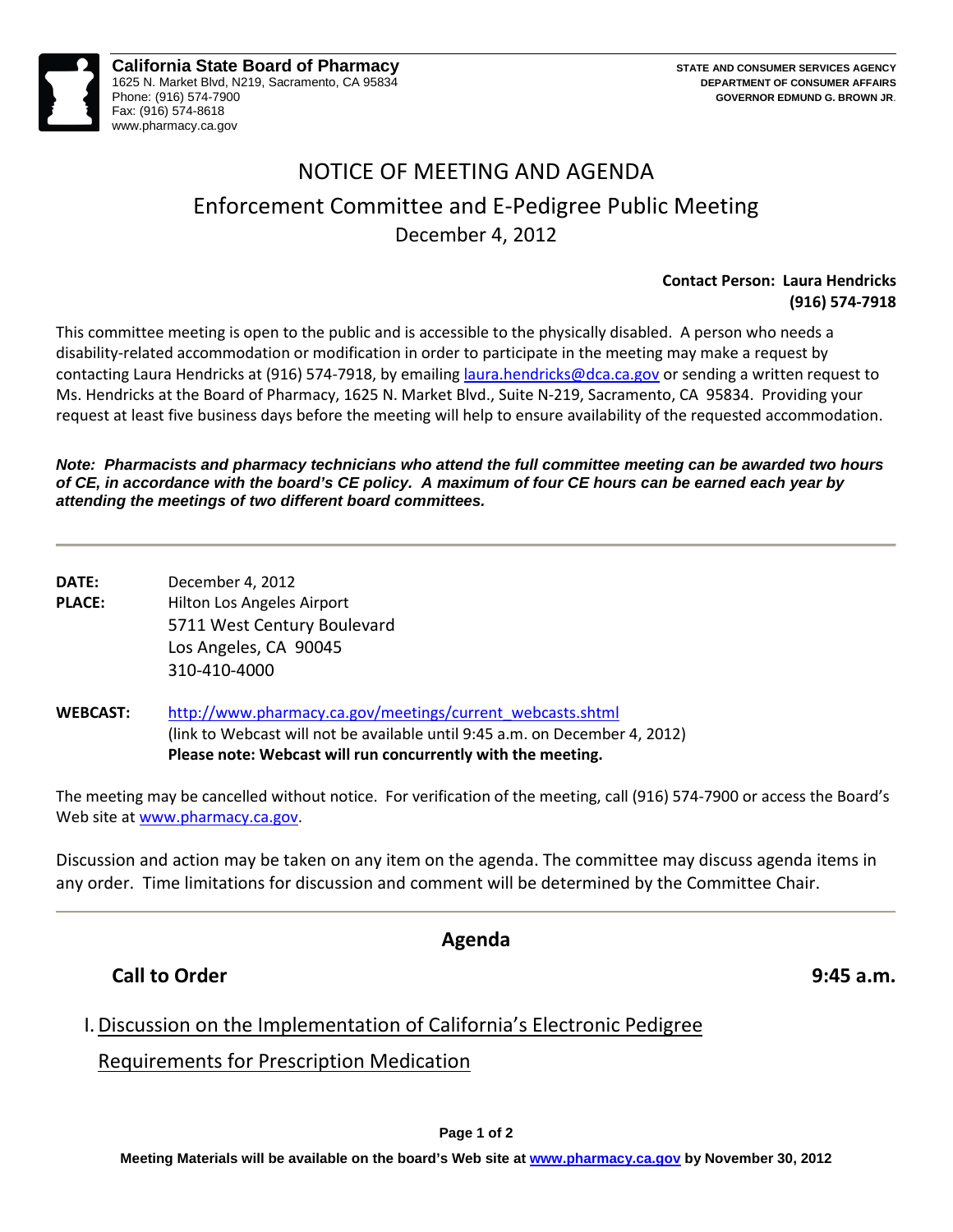**California State Board of Pharmacy**
1625 N. Market Blvd, N219, Sacramento, CA 95834
Phone: (916) 574-7900
Fax: (916) 574-8618
www.pharmacy.ca.gov

**STATE AND CONSUMER SERVICES AGENCY**
**DEPARTMENT OF CONSUMER AFFAIRS**
**GOVERNOR EDMUND G. BROWN JR.**

# NOTICE OF MEETING AND AGENDA

## Enforcement Committee and E-Pedigree Public Meeting

December 4, 2012

**Contact Person: Laura Hendricks**
**(916) 574-7918**

This committee meeting is open to the public and is accessible to the physically disabled. A person who needs a disability-related accommodation or modification in order to participate in the meeting may make a request by contacting Laura Hendricks at (916) 574-7918, by emailing laura.hendricks@dca.ca.gov or sending a written request to Ms. Hendricks at the Board of Pharmacy, 1625 N. Market Blvd., Suite N-219, Sacramento, CA 95834. Providing your request at least five business days before the meeting will help to ensure availability of the requested accommodation.

***Note: Pharmacists and pharmacy technicians who attend the full committee meeting can be awarded two hours of CE, in accordance with the board's CE policy. A maximum of four CE hours can be earned each year by attending the meetings of two different board committees.***

---

**DATE:** December 4, 2012

**PLACE:** Hilton Los Angeles Airport
5711 West Century Boulevard
Los Angeles, CA 90045
310-410-4000

**WEBCAST:** http://www.pharmacy.ca.gov/meetings/current_webcasts.shtml
(link to Webcast will not be available until 9:45 a.m. on December 4, 2012)
**Please note: Webcast will run concurrently with the meeting.**

The meeting may be cancelled without notice. For verification of the meeting, call (916) 574-7900 or access the Board's Web site at www.pharmacy.ca.gov.

Discussion and action may be taken on any item on the agenda. The committee may discuss agenda items in any order. Time limitations for discussion and comment will be determined by the Committee Chair.

---

## Agenda

**Call to Order** **9:45 a.m.**

I. Discussion on the Implementation of California's Electronic Pedigree Requirements for Prescription Medication

**Meeting Materials will be available on the board's Web site at www.pharmacy.ca.gov by November 30, 2012**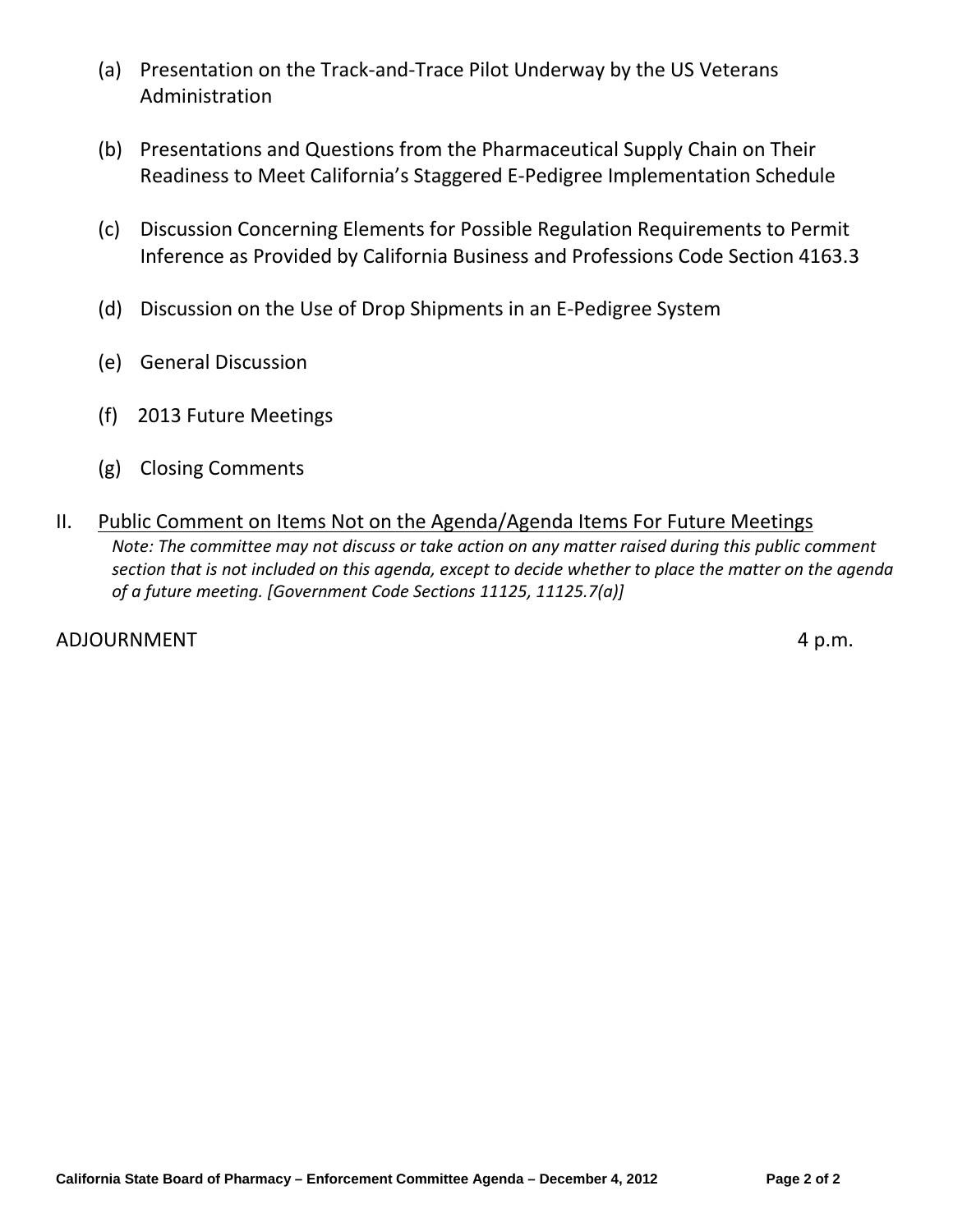(a) Presentation on the Track-and-Trace Pilot Underway by the US Veterans Administration

(b) Presentations and Questions from the Pharmaceutical Supply Chain on Their Readiness to Meet California's Staggered E-Pedigree Implementation Schedule

(c) Discussion Concerning Elements for Possible Regulation Requirements to Permit Inference as Provided by California Business and Professions Code Section 4163.3

(d) Discussion on the Use of Drop Shipments in an E-Pedigree System

(e) General Discussion

(f) 2013 Future Meetings

(g) Closing Comments

II. Public Comment on Items Not on the Agenda/Agenda Items For Future Meetings

*Note: The committee may not discuss or take action on any matter raised during this public comment section that is not included on this agenda, except to decide whether to place the matter on the agenda of a future meeting. [Government Code Sections 11125, 11125.7(a)]*

ADJOURNMENT 4 p.m.